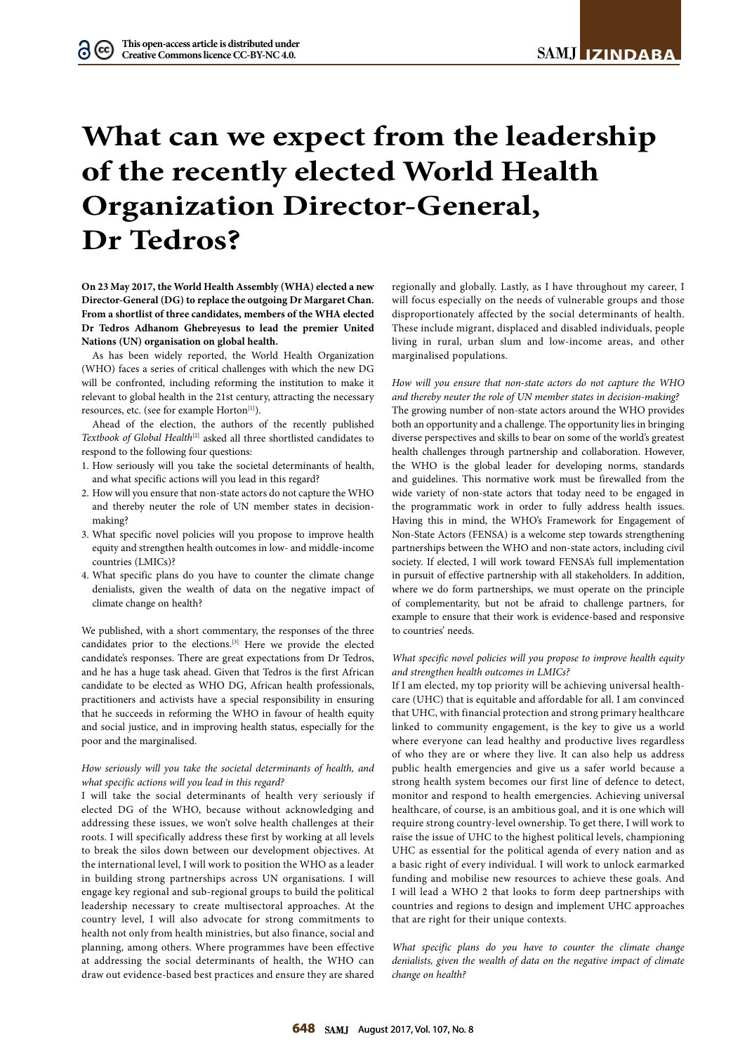# What can we expect from the leadership of the recently elected World Health Organization Director-General, Dr Tedros?

**On 23 May 2017, the World Health Assembly (WHA) elected a new Director-General (DG) to replace the outgoing Dr Margaret Chan. From a shortlist of three candidates, members of the WHA elected Dr Tedros Adhanom Ghebreyesus to lead the premier United Nations (UN) organisation on global health.**

As has been widely reported, the World Health Organization (WHO) faces a series of critical challenges with which the new DG will be confronted, including reforming the institution to make it relevant to global health in the 21st century, attracting the necessary resources, etc. (see for example Horton[1]).

Ahead of the election, the authors of the recently published *Textbook of Global Health*[2] asked all three shortlisted candidates to respond to the following four questions:

1. How seriously will you take the societal determinants of health, and what specific actions will you lead in this regard?
2. How will you ensure that non-state actors do not capture the WHO and thereby neuter the role of UN member states in decision-making?
3. What specific novel policies will you propose to improve health equity and strengthen health outcomes in low- and middle-income countries (LMICs)?
4. What specific plans do you have to counter the climate change denialists, given the wealth of data on the negative impact of climate change on health?

We published, with a short commentary, the responses of the three candidates prior to the elections.[3] Here we provide the elected candidate's responses. There are great expectations from Dr Tedros, and he has a huge task ahead. Given that Tedros is the first African candidate to be elected as WHO DG, African health professionals, practitioners and activists have a special responsibility in ensuring that he succeeds in reforming the WHO in favour of health equity and social justice, and in improving health status, especially for the poor and the marginalised.

*How seriously will you take the societal determinants of health, and what specific actions will you lead in this regard?*

I will take the social determinants of health very seriously if elected DG of the WHO, because without acknowledging and addressing these issues, we won't solve health challenges at their roots. I will specifically address these first by working at all levels to break the silos down between our development objectives. At the international level, I will work to position the WHO as a leader in building strong partnerships across UN organisations. I will engage key regional and sub-regional groups to build the political leadership necessary to create multisectoral approaches. At the country level, I will also advocate for strong commitments to health not only from health ministries, but also finance, social and planning, among others. Where programmes have been effective at addressing the social determinants of health, the WHO can draw out evidence-based best practices and ensure they are shared regionally and globally. Lastly, as I have throughout my career, I will focus especially on the needs of vulnerable groups and those disproportionately affected by the social determinants of health. These include migrant, displaced and disabled individuals, people living in rural, urban slum and low-income areas, and other marginalised populations.

*How will you ensure that non-state actors do not capture the WHO and thereby neuter the role of UN member states in decision-making?*

The growing number of non-state actors around the WHO provides both an opportunity and a challenge. The opportunity lies in bringing diverse perspectives and skills to bear on some of the world's greatest health challenges through partnership and collaboration. However, the WHO is the global leader for developing norms, standards and guidelines. This normative work must be firewalled from the wide variety of non-state actors that today need to be engaged in the programmatic work in order to fully address health issues. Having this in mind, the WHO's Framework for Engagement of Non-State Actors (FENSA) is a welcome step towards strengthening partnerships between the WHO and non-state actors, including civil society. If elected, I will work toward FENSA's full implementation in pursuit of effective partnership with all stakeholders. In addition, where we do form partnerships, we must operate on the principle of complementarity, but not be afraid to challenge partners, for example to ensure that their work is evidence-based and responsive to countries' needs.

*What specific novel policies will you propose to improve health equity and strengthen health outcomes in LMICs?*

If I am elected, my top priority will be achieving universal healthcare (UHC) that is equitable and affordable for all. I am convinced that UHC, with financial protection and strong primary healthcare linked to community engagement, is the key to give us a world where everyone can lead healthy and productive lives regardless of who they are or where they live. It can also help us address public health emergencies and give us a safer world because a strong health system becomes our first line of defence to detect, monitor and respond to health emergencies. Achieving universal healthcare, of course, is an ambitious goal, and it is one which will require strong country-level ownership. To get there, I will work to raise the issue of UHC to the highest political levels, championing UHC as essential for the political agenda of every nation and as a basic right of every individual. I will work to unlock earmarked funding and mobilise new resources to achieve these goals. And I will lead a WHO 2 that looks to form deep partnerships with countries and regions to design and implement UHC approaches that are right for their unique contexts.

*What specific plans do you have to counter the climate change denialists, given the wealth of data on the negative impact of climate change on health?*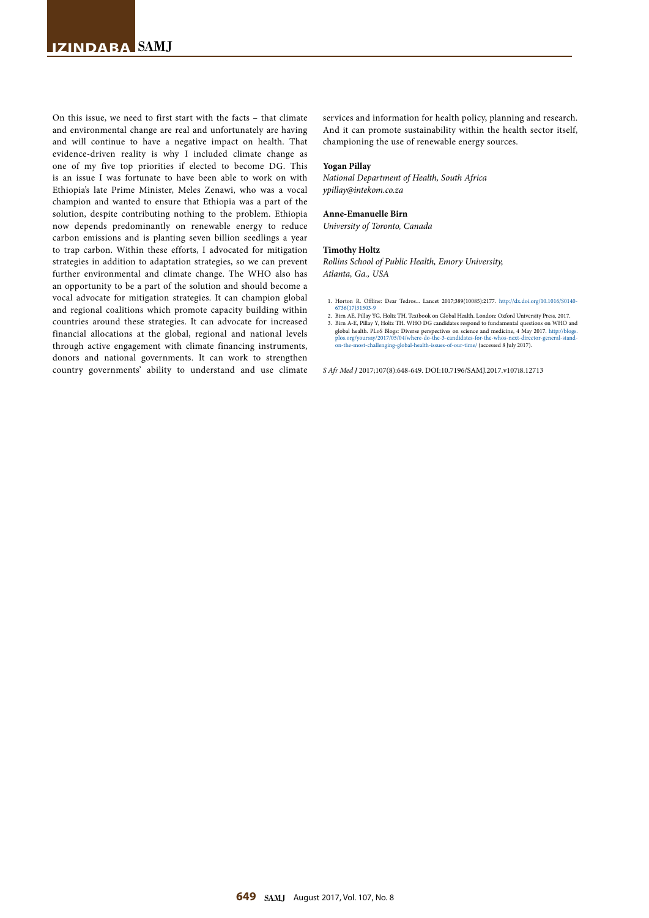On this issue, we need to first start with the facts – that climate and environmental change are real and unfortunately are having and will continue to have a negative impact on health. That evidence-driven reality is why I included climate change as one of my five top priorities if elected to become DG. This is an issue I was fortunate to have been able to work on with Ethiopia's late Prime Minister, Meles Zenawi, who was a vocal champion and wanted to ensure that Ethiopia was a part of the solution, despite contributing nothing to the problem. Ethiopia now depends predominantly on renewable energy to reduce carbon emissions and is planting seven billion seedlings a year to trap carbon. Within these efforts, I advocated for mitigation strategies in addition to adaptation strategies, so we can prevent further environmental and climate change. The WHO also has an opportunity to be a part of the solution and should become a vocal advocate for mitigation strategies. It can champion global and regional coalitions which promote capacity building within countries around these strategies. It can advocate for increased financial allocations at the global, regional and national levels through active engagement with climate financing instruments, donors and national governments. It can work to strengthen country governments' ability to understand and use climate services and information for health policy, planning and research. And it can promote sustainability within the health sector itself, championing the use of renewable energy sources.

**Yogan Pillay**
*National Department of Health, South Africa*
*ypillay@intekom.co.za*

**Anne-Emanuelle Birn**
*University of Toronto, Canada*

**Timothy Holtz**
*Rollins School of Public Health, Emory University, Atlanta, Ga., USA*

1. Horton R. Offline: Dear Tedros... Lancet 2017;389(10085):2177. http://dx.doi.org/10.1016/S0140-6736(17)31503-9
2. Birn AE, Pillay YG, Holtz TH. Textbook on Global Health. London: Oxford University Press, 2017.
3. Birn A-E, Pillay Y, Holtz TH. WHO DG candidates respond to fundamental questions on WHO and global health. PLoS Blogs: Diverse perspectives on science and medicine, 4 May 2017. http://blogs.plos.org/yoursay/2017/05/04/where-do-the-3-candidates-for-the-whos-next-director-general-stand-on-the-most-challenging-global-health-issues-of-our-time/ (accessed 8 July 2017).

*S Afr Med J* 2017;107(8):648-649. DOI:10.7196/SAMJ.2017.v107i8.12713